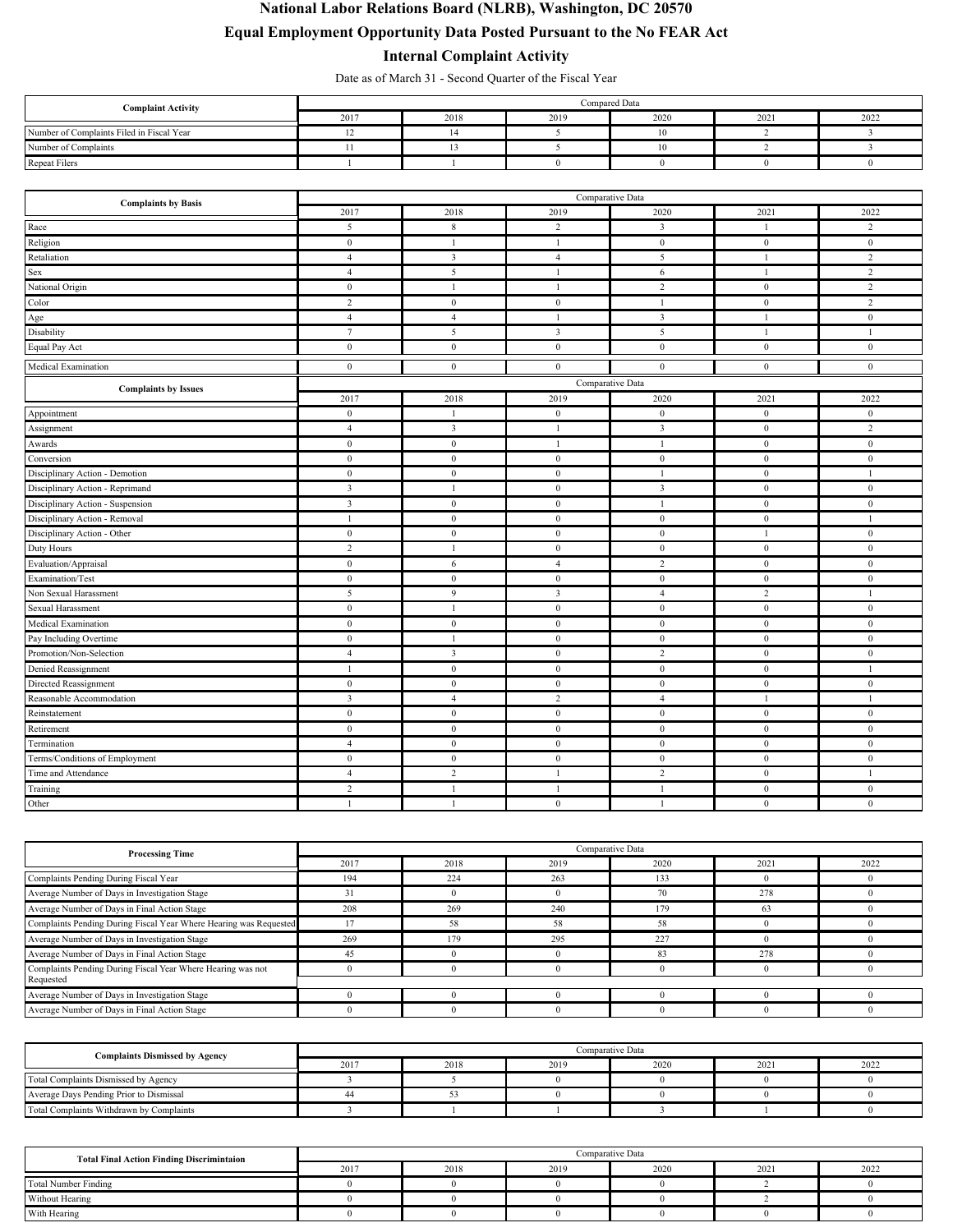# National Labor Relations Board (NLRB), Washington, DC 20570

## Equal Employment Opportunity Data Posted Pursuant to the No FEAR Act

### Internal Complaint Activity

Date as of March 31 - Second Quarter of the Fiscal Year

| Complaint Activity | Compared Data | | | | | |
|---|---|---|---|---|---|---|
| | 2017 | 2018 | 2019 | 2020 | 2021 | 2022 |
| Number of Complaints Filed in Fiscal Year | 12 | 14 | 5 | 10 | 2 | 3 |
| Number of Complaints | 11 | 13 | 5 | 10 | 2 | 3 |
| Repeat Filers | 1 | 1 | 0 | 0 | 0 | 0 |

| Complaints by Basis | Comparative Data | | | | | |
|---|---|---|---|---|---|---|
| | 2017 | 2018 | 2019 | 2020 | 2021 | 2022 |
| Race | 5 | 8 | 2 | 3 | 1 | 2 |
| Religion | 0 | 1 | 1 | 0 | 0 | 0 |
| Retaliation | 4 | 3 | 4 | 5 | 1 | 2 |
| Sex | 4 | 5 | 1 | 6 | 1 | 2 |
| National Origin | 0 | 1 | 1 | 2 | 0 | 2 |
| Color | 2 | 0 | 0 | 1 | 0 | 2 |
| Age | 4 | 4 | 1 | 3 | 1 | 0 |
| Disability | 7 | 5 | 3 | 5 | 1 | 1 |
| Equal Pay Act | 0 | 0 | 0 | 0 | 0 | 0 |
| Medical Examination | 0 | 0 | 0 | 0 | 0 | 0 |

| Complaints by Issues | Comparative Data | | | | | |
|---|---|---|---|---|---|---|
| | 2017 | 2018 | 2019 | 2020 | 2021 | 2022 |
| Appointment | 0 | 1 | 0 | 0 | 0 | 0 |
| Assignment | 4 | 3 | 1 | 3 | 0 | 2 |
| Awards | 0 | 0 | 1 | 1 | 0 | 0 |
| Conversion | 0 | 0 | 0 | 0 | 0 | 0 |
| Disciplinary Action - Demotion | 0 | 0 | 0 | 1 | 0 | 1 |
| Disciplinary Action - Reprimand | 3 | 1 | 0 | 3 | 0 | 0 |
| Disciplinary Action - Suspension | 3 | 0 | 0 | 1 | 0 | 0 |
| Disciplinary Action - Removal | 1 | 0 | 0 | 0 | 0 | 1 |
| Disciplinary Action - Other | 0 | 0 | 0 | 0 | 1 | 0 |
| Duty Hours | 2 | 1 | 0 | 0 | 0 | 0 |
| Evaluation/Appraisal | 0 | 6 | 4 | 2 | 0 | 0 |
| Examination/Test | 0 | 0 | 0 | 0 | 0 | 0 |
| Non Sexual Harassment | 5 | 9 | 3 | 4 | 2 | 1 |
| Sexual Harassment | 0 | 1 | 0 | 0 | 0 | 0 |
| Medical Examination | 0 | 0 | 0 | 0 | 0 | 0 |
| Pay Including Overtime | 0 | 1 | 0 | 0 | 0 | 0 |
| Promotion/Non-Selection | 4 | 3 | 0 | 2 | 0 | 0 |
| Denied Reassignment | 1 | 0 | 0 | 0 | 0 | 1 |
| Directed Reassignment | 0 | 0 | 0 | 0 | 0 | 0 |
| Reasonable Accommodation | 3 | 4 | 2 | 4 | 1 | 1 |
| Reinstatement | 0 | 0 | 0 | 0 | 0 | 0 |
| Retirement | 0 | 0 | 0 | 0 | 0 | 0 |
| Termination | 4 | 0 | 0 | 0 | 0 | 0 |
| Terms/Conditions of Employment | 0 | 0 | 0 | 0 | 0 | 0 |
| Time and Attendance | 4 | 2 | 1 | 2 | 0 | 1 |
| Training | 2 | 1 | 1 | 1 | 0 | 0 |
| Other | 1 | 1 | 0 | 1 | 0 | 0 |

| Processing Time | Comparative Data | | | | | |
|---|---|---|---|---|---|---|
| | 2017 | 2018 | 2019 | 2020 | 2021 | 2022 |
| Complaints Pending During Fiscal Year | 194 | 224 | 263 | 133 | 0 | 0 |
| Average Number of Days in Investigation Stage | 31 | 0 | 0 | 70 | 278 | 0 |
| Average Number of Days in Final Action Stage | 208 | 269 | 240 | 179 | 63 | 0 |
| Complaints Pending During Fiscal Year Where Hearing was Requested | 17 | 58 | 58 | 58 | 0 | 0 |
| Average Number of Days in Investigation Stage | 269 | 179 | 295 | 227 | 0 | 0 |
| Average Number of Days in Final Action Stage | 45 | 0 | 0 | 83 | 278 | 0 |
| Complaints Pending During Fiscal Year Where Hearing was not Requested | 0 | 0 | 0 | 0 | 0 | 0 |
| Average Number of Days in Investigation Stage | 0 | 0 | 0 | 0 | 0 | 0 |
| Average Number of Days in Final Action Stage | 0 | 0 | 0 | 0 | 0 | 0 |

| Complaints Dismissed by Agency | Comparative Data | | | | | |
|---|---|---|---|---|---|---|
| | 2017 | 2018 | 2019 | 2020 | 2021 | 2022 |
| Total Complaints Dismissed by Agency | 3 | 5 | 0 | 0 | 0 | 0 |
| Average Days Pending Prior to Dismissal | 44 | 53 | 0 | 0 | 0 | 0 |
| Total Complaints Withdrawn by Complaints | 3 | 1 | 1 | 3 | 1 | 0 |

| Total Final Action Finding Discrimintaion | Comparative Data | | | | | |
|---|---|---|---|---|---|---|
| | 2017 | 2018 | 2019 | 2020 | 2021 | 2022 |
| Total Number Finding | 0 | 0 | 0 | 0 | 2 | 0 |
| Without Hearing | 0 | 0 | 0 | 0 | 2 | 0 |
| With Hearing | 0 | 0 | 0 | 0 | 0 | 0 |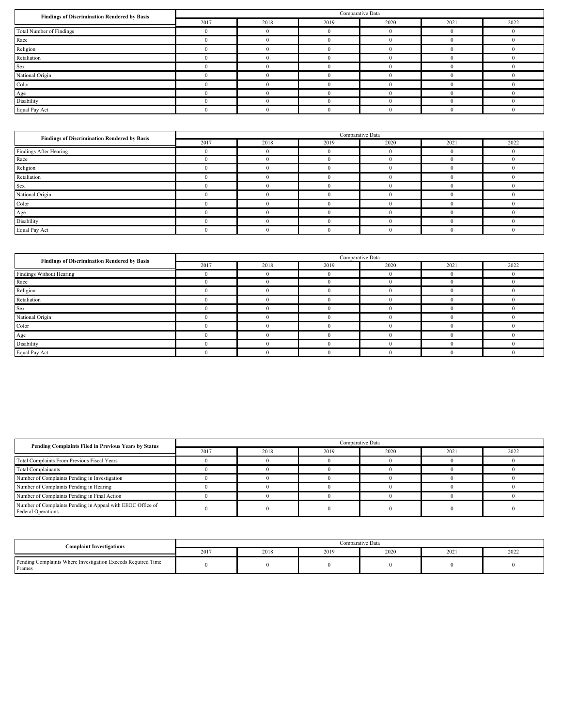| Findings of Discrimination Rendered by Basis | Comparative Data | | | | | |
|---|---|---|---|---|---|---|
| | 2017 | 2018 | 2019 | 2020 | 2021 | 2022 |
| Total Number of Findings | 0 | 0 | 0 | 0 | 0 | 0 |
| Race | 0 | 0 | 0 | 0 | 0 | 0 |
| Religion | 0 | 0 | 0 | 0 | 0 | 0 |
| Retaliation | 0 | 0 | 0 | 0 | 0 | 0 |
| Sex | 0 | 0 | 0 | 0 | 0 | 0 |
| National Origin | 0 | 0 | 0 | 0 | 0 | 0 |
| Color | 0 | 0 | 0 | 0 | 0 | 0 |
| Age | 0 | 0 | 0 | 0 | 0 | 0 |
| Disability | 0 | 0 | 0 | 0 | 0 | 0 |
| Equal Pay Act | 0 | 0 | 0 | 0 | 0 | 0 |

| Findings of Discrimination Rendered by Basis | Comparative Data | | | | | |
|---|---|---|---|---|---|---|
| | 2017 | 2018 | 2019 | 2020 | 2021 | 2022 |
| Findings After Hearing | 0 | 0 | 0 | 0 | 0 | 0 |
| Race | 0 | 0 | 0 | 0 | 0 | 0 |
| Religion | 0 | 0 | 0 | 0 | 0 | 0 |
| Retaliation | 0 | 0 | 0 | 0 | 0 | 0 |
| Sex | 0 | 0 | 0 | 0 | 0 | 0 |
| National Origin | 0 | 0 | 0 | 0 | 0 | 0 |
| Color | 0 | 0 | 0 | 0 | 0 | 0 |
| Age | 0 | 0 | 0 | 0 | 0 | 0 |
| Disability | 0 | 0 | 0 | 0 | 0 | 0 |
| Equal Pay Act | 0 | 0 | 0 | 0 | 0 | 0 |

| Findings of Discrimination Rendered by Basis | Comparative Data | | | | | |
|---|---|---|---|---|---|---|
| | 2017 | 2018 | 2019 | 2020 | 2021 | 2022 |
| Findings Without Hearing | 0 | 0 | 0 | 0 | 0 | 0 |
| Race | 0 | 0 | 0 | 0 | 0 | 0 |
| Religion | 0 | 0 | 0 | 0 | 0 | 0 |
| Retaliation | 0 | 0 | 0 | 0 | 0 | 0 |
| Sex | 0 | 0 | 0 | 0 | 0 | 0 |
| National Origin | 0 | 0 | 0 | 0 | 0 | 0 |
| Color | 0 | 0 | 0 | 0 | 0 | 0 |
| Age | 0 | 0 | 0 | 0 | 0 | 0 |
| Disability | 0 | 0 | 0 | 0 | 0 | 0 |
| Equal Pay Act | 0 | 0 | 0 | 0 | 0 | 0 |

| Pending Complaints Filed in Previous Years by Status | Comparative Data | | | | | |
|---|---|---|---|---|---|---|
| | 2017 | 2018 | 2019 | 2020 | 2021 | 2022 |
| Total Complaints From Previous Fiscal Years | 0 | 0 | 0 | 0 | 0 | 0 |
| Total Complainants | 0 | 0 | 0 | 0 | 0 | 0 |
| Number of Complaints Pending in Investigation | 0 | 0 | 0 | 0 | 0 | 0 |
| Number of Complaints Pending in Hearing | 0 | 0 | 0 | 0 | 0 | 0 |
| Number of Complaints Pending in Final Action | 0 | 0 | 0 | 0 | 0 | 0 |
| Number of Complaints Pending in Appeal with EEOC Office of Federal Operations | 0 | 0 | 0 | 0 | 0 | 0 |

| Complaint Investigations | Comparative Data | | | | | |
|---|---|---|---|---|---|---|
| | 2017 | 2018 | 2019 | 2020 | 2021 | 2022 |
| Pending Complaints Where Investigation Exceeds Required Time Frames | 0 | 0 | 0 | 0 | 0 | 0 |